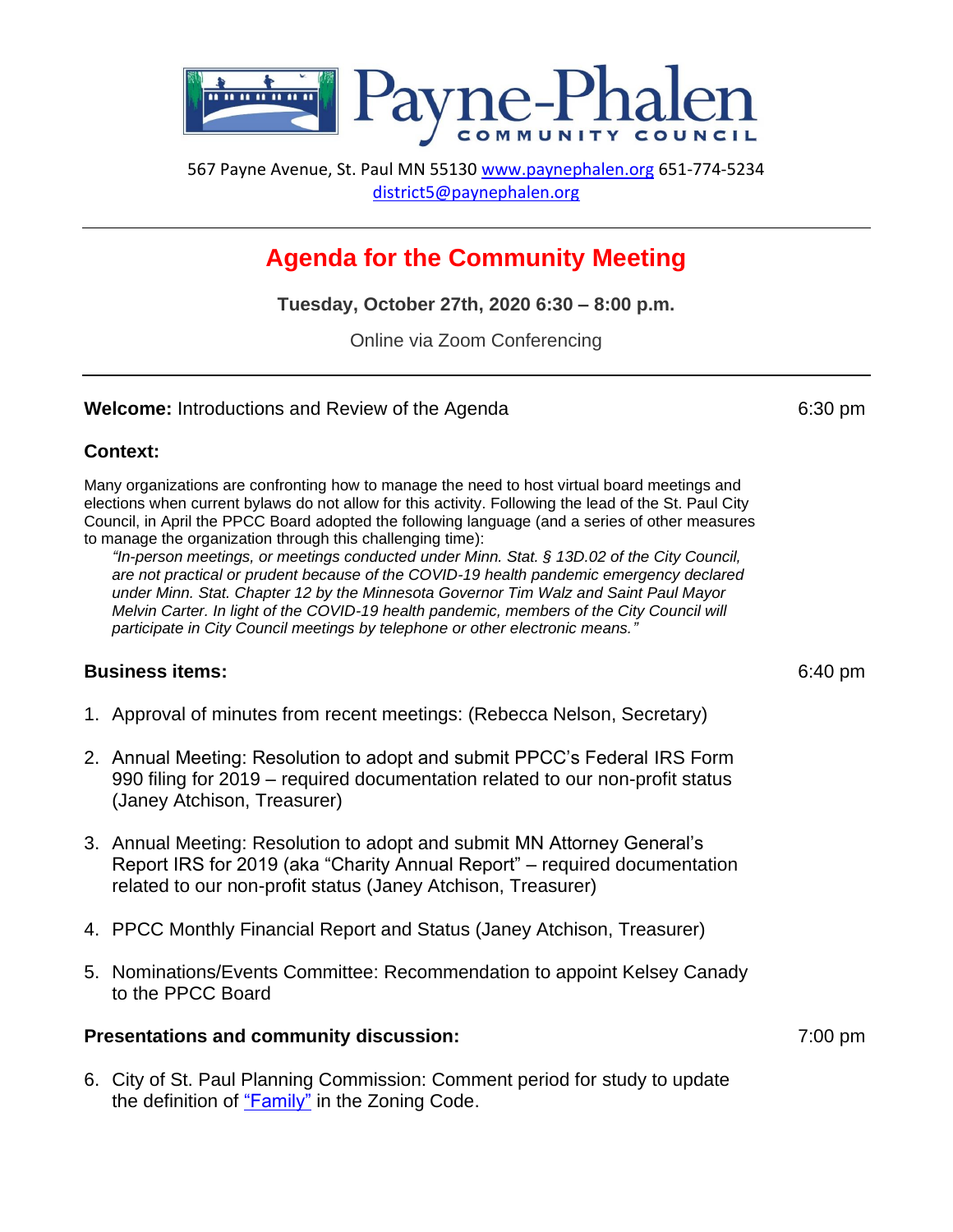# Payne-Phalen COMMUNITY COUNCIL

567 Payne Avenue, St. Paul MN 55130 [www.paynephalen.org](http://www.paynephalen.org) 651-774-5234
[district5@paynephalen.org](mailto:district5@paynephalen.org)

---

## Agenda for the Community Meeting

**Tuesday, October 27th, 2020 6:30 – 8:00 p.m.**

Online via Zoom Conferencing

---

**Welcome:** Introductions and Review of the Agenda — 6:30 pm

### Context:

Many organizations are confronting how to manage the need to host virtual board meetings and elections when current bylaws do not allow for this activity. Following the lead of the St. Paul City Council, in April the PPCC Board adopted the following language (and a series of other measures to manage the organization through this challenging time):

> *"In-person meetings, or meetings conducted under Minn. Stat. § 13D.02 of the City Council, are not practical or prudent because of the COVID-19 health pandemic emergency declared under Minn. Stat. Chapter 12 by the Minnesota Governor Tim Walz and Saint Paul Mayor Melvin Carter. In light of the COVID-19 health pandemic, members of the City Council will participate in City Council meetings by telephone or other electronic means."*

### Business items: — 6:40 pm

1. Approval of minutes from recent meetings: (Rebecca Nelson, Secretary)
2. Annual Meeting: Resolution to adopt and submit PPCC's Federal IRS Form 990 filing for 2019 – required documentation related to our non-profit status (Janey Atchison, Treasurer)
3. Annual Meeting: Resolution to adopt and submit MN Attorney General's Report IRS for 2019 (aka "Charity Annual Report" – required documentation related to our non-profit status (Janey Atchison, Treasurer)
4. PPCC Monthly Financial Report and Status (Janey Atchison, Treasurer)
5. Nominations/Events Committee: Recommendation to appoint Kelsey Canady to the PPCC Board

### Presentations and community discussion: — 7:00 pm

6. City of St. Paul Planning Commission: Comment period for study to update the definition of "Family" in the Zoning Code.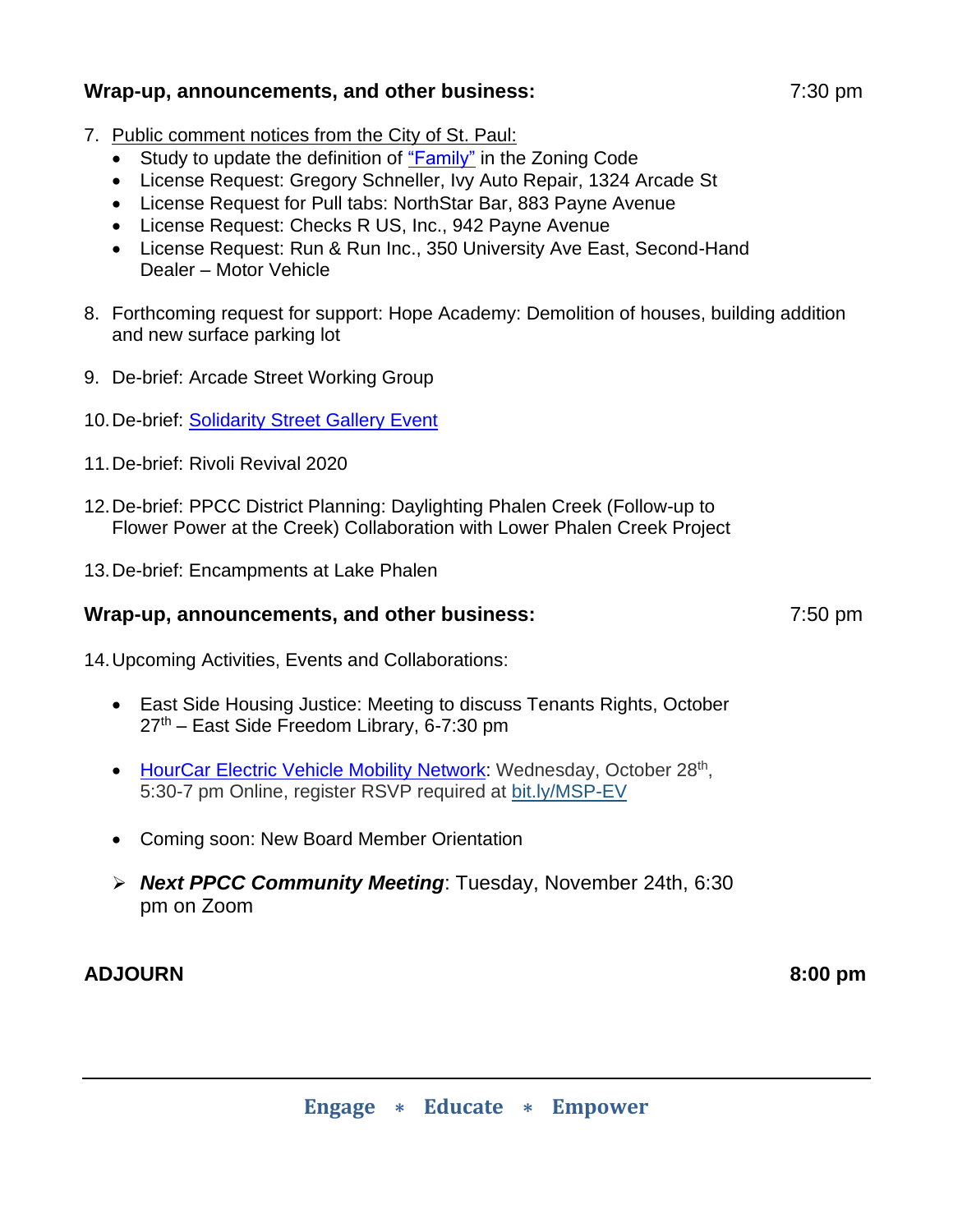**Wrap-up, announcements, and other business:** 7:30 pm

7. Public comment notices from the City of St. Paul:
   - Study to update the definition of "Family" in the Zoning Code
   - License Request: Gregory Schneller, Ivy Auto Repair, 1324 Arcade St
   - License Request for Pull tabs: NorthStar Bar, 883 Payne Avenue
   - License Request: Checks R US, Inc., 942 Payne Avenue
   - License Request: Run & Run Inc., 350 University Ave East, Second-Hand Dealer – Motor Vehicle

8. Forthcoming request for support: Hope Academy: Demolition of houses, building addition and new surface parking lot

9. De-brief: Arcade Street Working Group

10. De-brief: Solidarity Street Gallery Event

11. De-brief: Rivoli Revival 2020

12. De-brief: PPCC District Planning: Daylighting Phalen Creek (Follow-up to Flower Power at the Creek) Collaboration with Lower Phalen Creek Project

13. De-brief: Encampments at Lake Phalen

**Wrap-up, announcements, and other business:** 7:50 pm

14. Upcoming Activities, Events and Collaborations:

    - East Side Housing Justice: Meeting to discuss Tenants Rights, October 27th – East Side Freedom Library, 6-7:30 pm

    - HourCar Electric Vehicle Mobility Network: Wednesday, October 28th, 5:30-7 pm Online, register RSVP required at bit.ly/MSP-EV

    - Coming soon: New Board Member Orientation

    - ***Next PPCC Community Meeting***: Tuesday, November 24th, 6:30 pm on Zoom

**ADJOURN** **8:00 pm**

Engage ∗ Educate ∗ Empower